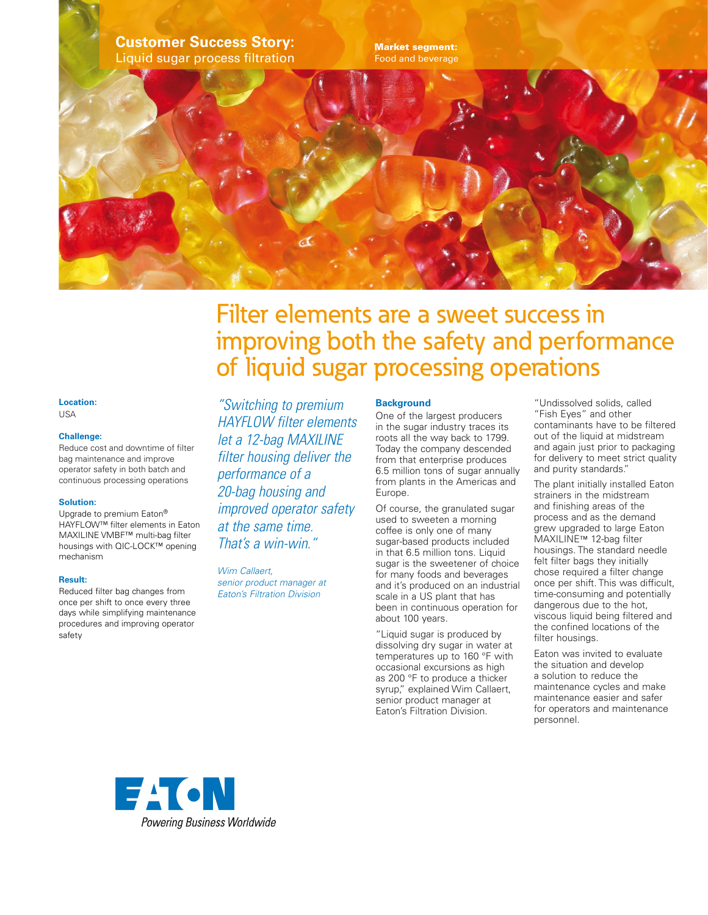**Customer Success Story:**
Liquid sugar process filtration

**Market segment:**
Food and beverage

# Filter elements are a sweet success in improving both the safety and performance of liquid sugar processing operations

**Location:**
USA

**Challenge:**
Reduce cost and downtime of filter bag maintenance and improve operator safety in both batch and continuous processing operations

**Solution:**
Upgrade to premium Eaton® HAYFLOW™ filter elements in Eaton MAXILINE VMBF™ multi-bag filter housings with QIC-LOCK™ opening mechanism

**Result:**
Reduced filter bag changes from once per shift to once every three days while simplifying maintenance procedures and improving operator safety

*"Switching to premium HAYFLOW filter elements let a 12-bag MAXILINE filter housing deliver the performance of a 20-bag housing and improved operator safety at the same time. That's a win-win."*

*Wim Callaert,*
*senior product manager at Eaton's Filtration Division*

### Background

One of the largest producers in the sugar industry traces its roots all the way back to 1799. Today the company descended from that enterprise produces 6.5 million tons of sugar annually from plants in the Americas and Europe.

Of course, the granulated sugar used to sweeten a morning coffee is only one of many sugar-based products included in that 6.5 million tons. Liquid sugar is the sweetener of choice for many foods and beverages and it's produced on an industrial scale in a US plant that has been in continuous operation for about 100 years.

"Liquid sugar is produced by dissolving dry sugar in water at temperatures up to 160 °F with occasional excursions as high as 200 °F to produce a thicker syrup," explained Wim Callaert, senior product manager at Eaton's Filtration Division.

"Undissolved solids, called "Fish Eyes" and other contaminants have to be filtered out of the liquid at midstream and again just prior to packaging for delivery to meet strict quality and purity standards."

The plant initially installed Eaton strainers in the midstream and finishing areas of the process and as the demand grew upgraded to large Eaton MAXILINE™ 12-bag filter housings. The standard needle felt filter bags they initially chose required a filter change once per shift. This was difficult, time-consuming and potentially dangerous due to the hot, viscous liquid being filtered and the confined locations of the filter housings.

Eaton was invited to evaluate the situation and develop a solution to reduce the maintenance cycles and make maintenance easier and safer for operators and maintenance personnel.

EATON
Powering Business Worldwide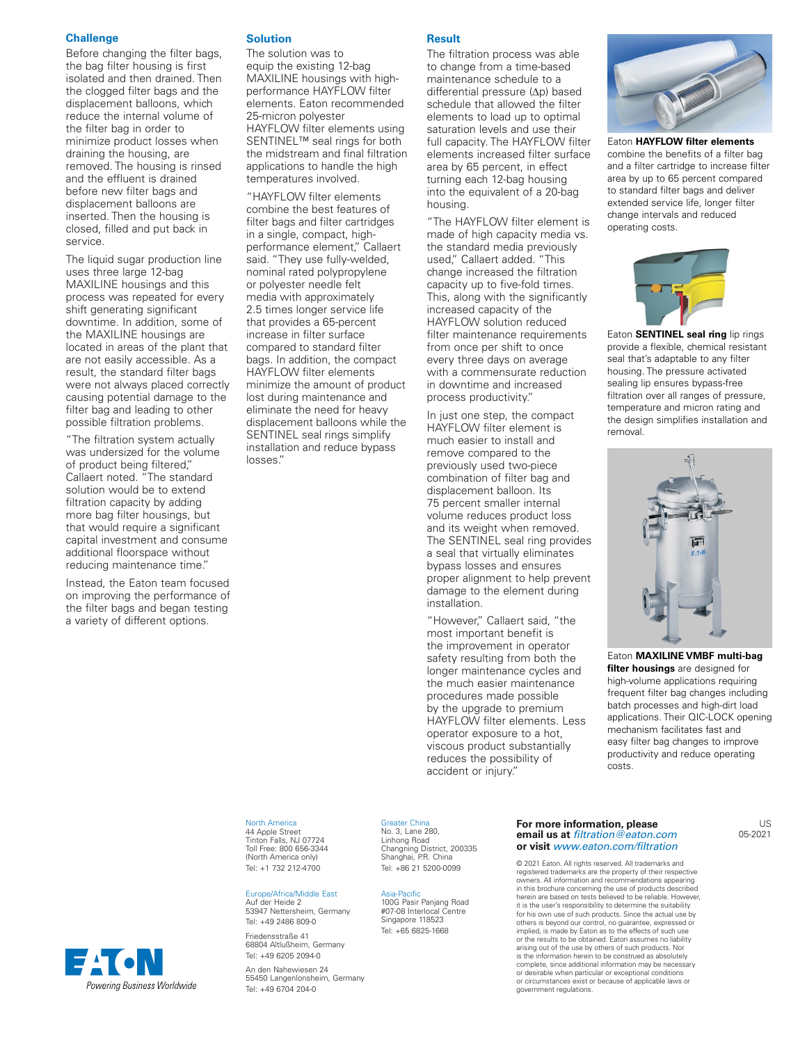## Challenge

Before changing the filter bags, the bag filter housing is first isolated and then drained. Then the clogged filter bags and the displacement balloons, which reduce the internal volume of the filter bag in order to minimize product losses when draining the housing, are removed. The housing is rinsed and the effluent is drained before new filter bags and displacement balloons are inserted. Then the housing is closed, filled and put back in service.

The liquid sugar production line uses three large 12-bag MAXILINE housings and this process was repeated for every shift generating significant downtime. In addition, some of the MAXILINE housings are located in areas of the plant that are not easily accessible. As a result, the standard filter bags were not always placed correctly causing potential damage to the filter bag and leading to other possible filtration problems.

"The filtration system actually was undersized for the volume of product being filtered," Callaert noted. "The standard solution would be to extend filtration capacity by adding more bag filter housings, but that would require a significant capital investment and consume additional floorspace without reducing maintenance time."

Instead, the Eaton team focused on improving the performance of the filter bags and began testing a variety of different options.

## Solution

The solution was to equip the existing 12-bag MAXILINE housings with high-performance HAYFLOW filter elements. Eaton recommended 25-micron polyester HAYFLOW filter elements using SENTINEL™ seal rings for both the midstream and final filtration applications to handle the high temperatures involved.

"HAYFLOW filter elements combine the best features of filter bags and filter cartridges in a single, compact, high-performance element," Callaert said. "They use fully-welded, nominal rated polypropylene or polyester needle felt media with approximately 2.5 times longer service life that provides a 65-percent increase in filter surface compared to standard filter bags. In addition, the compact HAYFLOW filter elements minimize the amount of product lost during maintenance and eliminate the need for heavy displacement balloons while the SENTINEL seal rings simplify installation and reduce bypass losses."

## Result

The filtration process was able to change from a time-based maintenance schedule to a differential pressure (Δp) based schedule that allowed the filter elements to load up to optimal saturation levels and use their full capacity. The HAYFLOW filter elements increased filter surface area by 65 percent, in effect turning each 12-bag housing into the equivalent of a 20-bag housing.

"The HAYFLOW filter element is made of high capacity media vs. the standard media previously used," Callaert added. "This change increased the filtration capacity up to five-fold times. This, along with the significantly increased capacity of the HAYFLOW solution reduced filter maintenance requirements from once per shift to once every three days on average with a commensurate reduction in downtime and increased process productivity."

In just one step, the compact HAYFLOW filter element is much easier to install and remove compared to the previously used two-piece combination of filter bag and displacement balloon. Its 75 percent smaller internal volume reduces product loss and its weight when removed. The SENTINEL seal ring provides a seal that virtually eliminates bypass losses and ensures proper alignment to help prevent damage to the element during installation.

"However," Callaert said, "the most important benefit is the improvement in operator safety resulting from both the longer maintenance cycles and the much easier maintenance procedures made possible by the upgrade to premium HAYFLOW filter elements. Less operator exposure to a hot, viscous product substantially reduces the possibility of accident or injury."

Eaton **HAYFLOW filter elements** combine the benefits of a filter bag and a filter cartridge to increase filter area by up to 65 percent compared to standard filter bags and deliver extended service life, longer filter change intervals and reduced operating costs.

Eaton **SENTINEL seal ring** lip rings provide a flexible, chemical resistant seal that's adaptable to any filter housing. The pressure activated sealing lip ensures bypass-free filtration over all ranges of pressure, temperature and micron rating and the design simplifies installation and removal.

Eaton **MAXILINE VMBF multi-bag filter housings** are designed for high-volume applications requiring frequent filter bag changes including batch processes and high-dirt load applications. Their QIC-LOCK opening mechanism facilitates fast and easy filter bag changes to improve productivity and reduce operating costs.

EATON
*Powering Business Worldwide*

North America
44 Apple Street
Tinton Falls, NJ 07724
Toll Free: 800 656-3344
(North America only)
Tel: +1 732 212-4700

Europe/Africa/Middle East
Auf der Heide 2
53947 Nettersheim, Germany
Tel: +49 2486 809-0

Friedensstraße 41
68804 Altlußheim, Germany
Tel: +49 6205 2094-0

An den Nahewiesen 24
55450 Langenlonsheim, Germany
Tel: +49 6704 204-0

Greater China
No. 3, Lane 280,
Linhong Road
Changning District, 200335
Shanghai, P.R. China
Tel: +86 21 5200-0099

Asia-Pacific
100G Pasir Panjang Road
#07-08 Interlocal Centre
Singapore 118523
Tel: +65 6825-1668

**For more information, please email us at** *filtration@eaton.com* **or visit** *www.eaton.com/filtration*

© 2021 Eaton. All rights reserved. All trademarks and registered trademarks are the property of their respective owners. All information and recommendations appearing in this brochure concerning the use of products described herein are based on tests believed to be reliable. However, it is the user's responsibility to determine the suitability for his own use of such products. Since the actual use by others is beyond our control, no guarantee, expressed or implied, is made by Eaton as to the effects of such use or the results to be obtained. Eaton assumes no liability arising out of the use by others of such products. Nor is the information herein to be construed as absolutely complete, since additional information may be necessary or desirable when particular or exceptional conditions or circumstances exist or because of applicable laws or government regulations.

US
05-2021